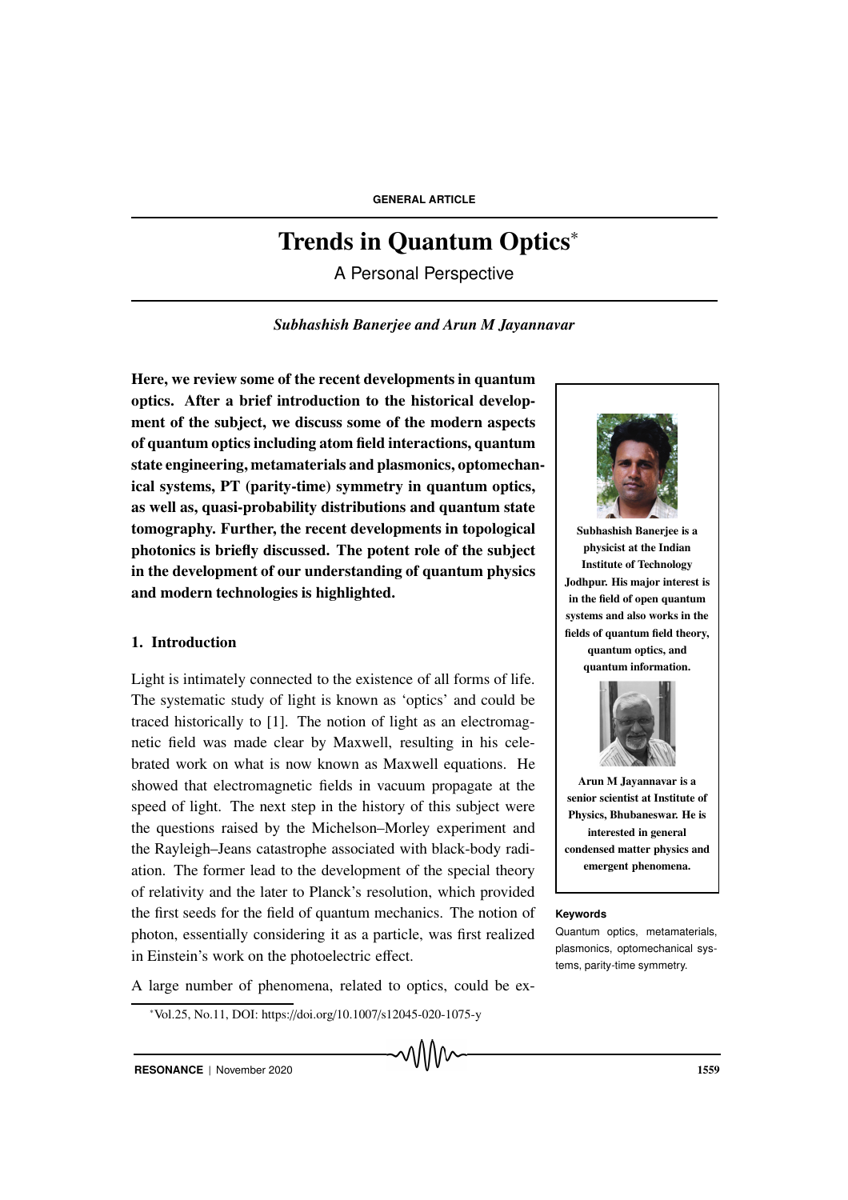GENERAL ARTICLE

# Trends in Quantum Optics*

A Personal Perspective

*Subhashish Banerjee and Arun M Jayannavar*

**Here, we review some of the recent developments in quantum optics. After a brief introduction to the historical development of the subject, we discuss some of the modern aspects of quantum optics including atom field interactions, quantum state engineering, metamaterials and plasmonics, optomechanical systems, PT (parity-time) symmetry in quantum optics, as well as, quasi-probability distributions and quantum state tomography. Further, the recent developments in topological photonics is briefly discussed. The potent role of the subject in the development of our understanding of quantum physics and modern technologies is highlighted.**

**Subhashish Banerjee is a physicist at the Indian Institute of Technology Jodhpur. His major interest is in the field of open quantum systems and also works in the fields of quantum field theory, quantum optics, and quantum information.**

**Arun M Jayannavar is a senior scientist at Institute of Physics, Bhubaneswar. He is interested in general condensed matter physics and emergent phenomena.**

**Keywords**

Quantum optics, metamaterials, plasmonics, optomechanical systems, parity-time symmetry.

## 1. Introduction

Light is intimately connected to the existence of all forms of life. The systematic study of light is known as 'optics' and could be traced historically to [1]. The notion of light as an electromagnetic field was made clear by Maxwell, resulting in his celebrated work on what is now known as Maxwell equations. He showed that electromagnetic fields in vacuum propagate at the speed of light. The next step in the history of this subject were the questions raised by the Michelson–Morley experiment and the Rayleigh–Jeans catastrophe associated with black-body radiation. The former lead to the development of the special theory of relativity and the later to Planck's resolution, which provided the first seeds for the field of quantum mechanics. The notion of photon, essentially considering it as a particle, was first realized in Einstein's work on the photoelectric effect.

A large number of phenomena, related to optics, could be ex-

*Vol.25, No.11, DOI: https://doi.org/10.1007/s12045-020-1075-y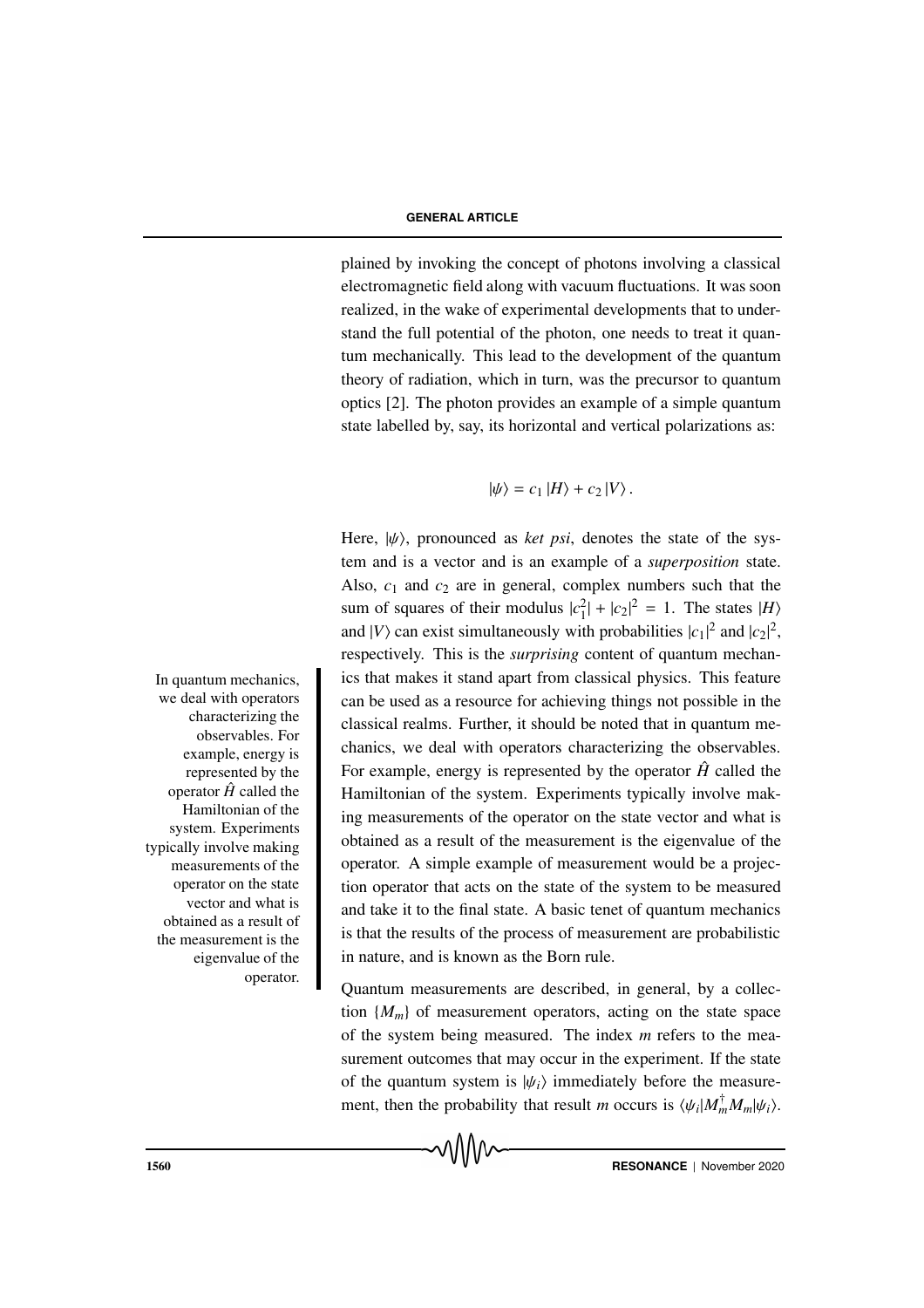plained by invoking the concept of photons involving a classical electromagnetic field along with vacuum fluctuations. It was soon realized, in the wake of experimental developments that to understand the full potential of the photon, one needs to treat it quantum mechanically. This lead to the development of the quantum theory of radiation, which in turn, was the precursor to quantum optics [2]. The photon provides an example of a simple quantum state labelled by, say, its horizontal and vertical polarizations as:

$$|\psi\rangle = c_1 |H\rangle + c_2 |V\rangle .$$

Here, $|\psi\rangle$, pronounced as *ket psi*, denotes the state of the system and is a vector and is an example of a *superposition* state. Also, $c_1$ and $c_2$ are in general, complex numbers such that the sum of squares of their modulus $|c_1^2| + |c_2|^2 = 1$. The states $|H\rangle$ and $|V\rangle$ can exist simultaneously with probabilities $|c_1|^2$ and $|c_2|^2$, respectively. This is the *surprising* content of quantum mechanics that makes it stand apart from classical physics. This feature can be used as a resource for achieving things not possible in the classical realms. Further, it should be noted that in quantum mechanics, we deal with operators characterizing the observables. For example, energy is represented by the operator $\hat{H}$ called the Hamiltonian of the system. Experiments typically involve making measurements of the operator on the state vector and what is obtained as a result of the measurement is the eigenvalue of the operator. A simple example of measurement would be a projection operator that acts on the state of the system to be measured and take it to the final state. A basic tenet of quantum mechanics is that the results of the process of measurement are probabilistic in nature, and is known as the Born rule.

> In quantum mechanics, we deal with operators characterizing the observables. For example, energy is represented by the operator $\hat{H}$ called the Hamiltonian of the system. Experiments typically involve making measurements of the operator on the state vector and what is obtained as a result of the measurement is the eigenvalue of the operator.

Quantum measurements are described, in general, by a collection $\{M_m\}$ of measurement operators, acting on the state space of the system being measured. The index $m$ refers to the measurement outcomes that may occur in the experiment. If the state of the quantum system is $|\psi_i\rangle$ immediately before the measurement, then the probability that result $m$ occurs is $\langle\psi_i|M_m^\dagger M_m|\psi_i\rangle$.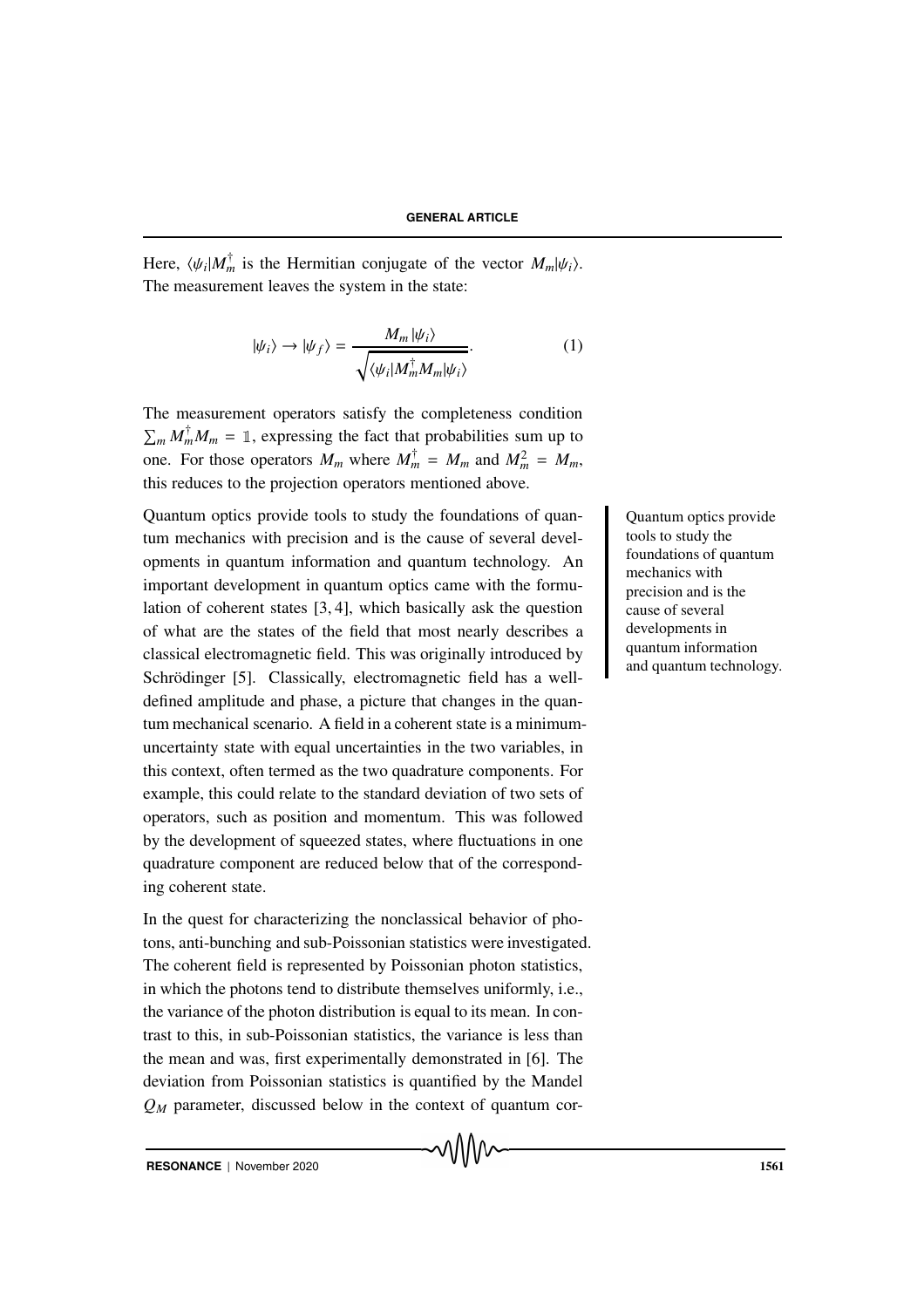Here, $\langle\psi_i|M_m^\dagger$ is the Hermitian conjugate of the vector $M_m|\psi_i\rangle$. The measurement leaves the system in the state:

$$|\psi_i\rangle \rightarrow |\psi_f\rangle = \frac{M_m|\psi_i\rangle}{\sqrt{\langle\psi_i|M_m^\dagger M_m|\psi_i\rangle}}. \tag{1}$$

The measurement operators satisfy the completeness condition $\sum_m M_m^\dagger M_m = \mathbb{1}$, expressing the fact that probabilities sum up to one. For those operators $M_m$ where $M_m^\dagger = M_m$ and $M_m^2 = M_m$, this reduces to the projection operators mentioned above.

Quantum optics provide tools to study the foundations of quantum mechanics with precision and is the cause of several developments in quantum information and quantum technology. An important development in quantum optics came with the formulation of coherent states [3, 4], which basically ask the question of what are the states of the field that most nearly describes a classical electromagnetic field. This was originally introduced by Schrödinger [5]. Classically, electromagnetic field has a well-defined amplitude and phase, a picture that changes in the quantum mechanical scenario. A field in a coherent state is a minimum-uncertainty state with equal uncertainties in the two variables, in this context, often termed as the two quadrature components. For example, this could relate to the standard deviation of two sets of operators, such as position and momentum. This was followed by the development of squeezed states, where fluctuations in one quadrature component are reduced below that of the corresponding coherent state.

> Quantum optics provide tools to study the foundations of quantum mechanics with precision and is the cause of several developments in quantum information and quantum technology.

In the quest for characterizing the nonclassical behavior of photons, anti-bunching and sub-Poissonian statistics were investigated. The coherent field is represented by Poissonian photon statistics, in which the photons tend to distribute themselves uniformly, i.e., the variance of the photon distribution is equal to its mean. In contrast to this, in sub-Poissonian statistics, the variance is less than the mean and was, first experimentally demonstrated in [6]. The deviation from Poissonian statistics is quantified by the Mandel $Q_M$ parameter, discussed below in the context of quantum cor-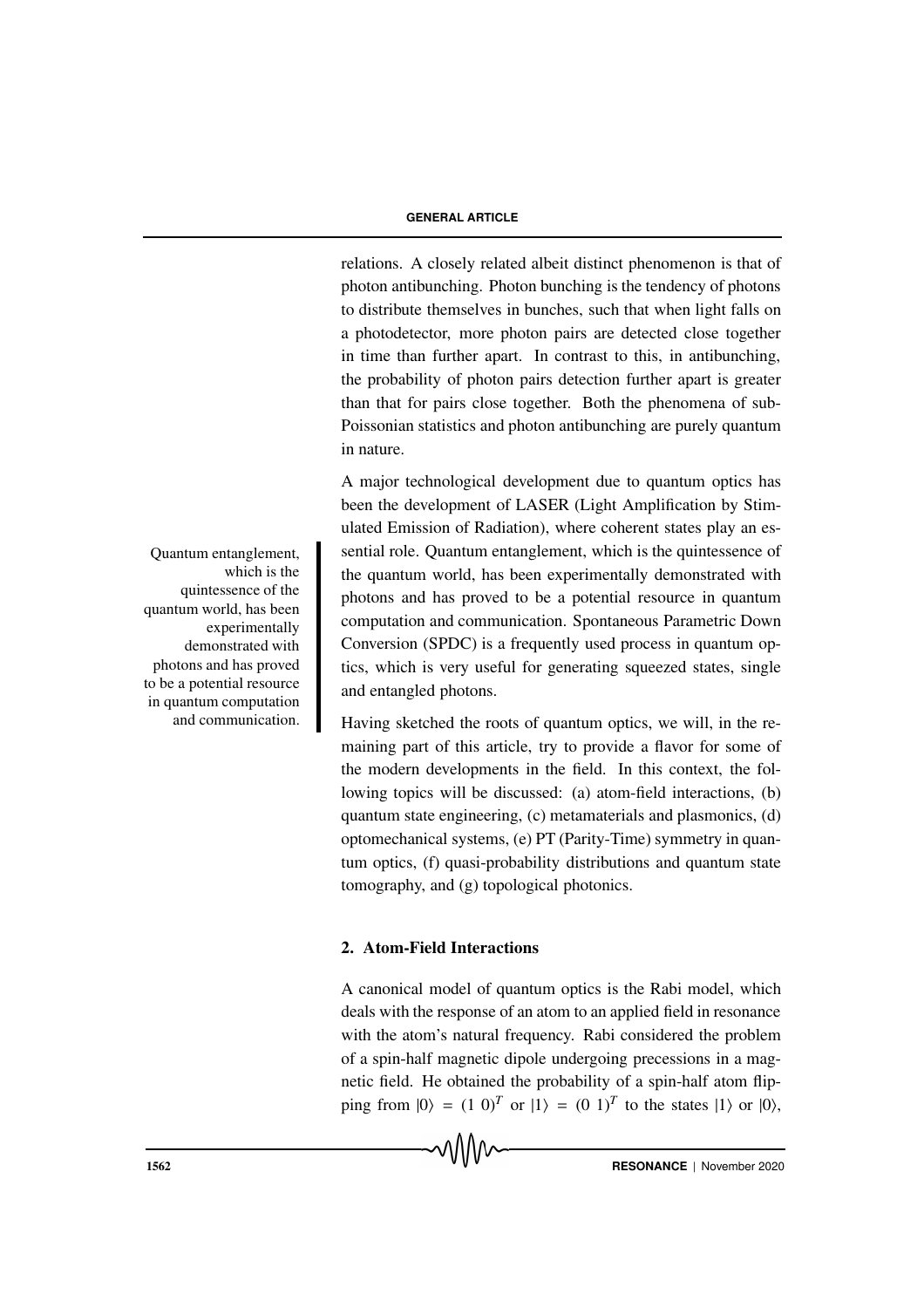relations. A closely related albeit distinct phenomenon is that of photon antibunching. Photon bunching is the tendency of photons to distribute themselves in bunches, such that when light falls on a photodetector, more photon pairs are detected close together in time than further apart. In contrast to this, in antibunching, the probability of photon pairs detection further apart is greater than that for pairs close together. Both the phenomena of sub-Poissonian statistics and photon antibunching are purely quantum in nature.

A major technological development due to quantum optics has been the development of LASER (Light Amplification by Stimulated Emission of Radiation), where coherent states play an essential role. Quantum entanglement, which is the quintessence of the quantum world, has been experimentally demonstrated with photons and has proved to be a potential resource in quantum computation and communication. Spontaneous Parametric Down Conversion (SPDC) is a frequently used process in quantum optics, which is very useful for generating squeezed states, single and entangled photons.

> Quantum entanglement, which is the quintessence of the quantum world, has been experimentally demonstrated with photons and has proved to be a potential resource in quantum computation and communication.

Having sketched the roots of quantum optics, we will, in the remaining part of this article, try to provide a flavor for some of the modern developments in the field. In this context, the following topics will be discussed: (a) atom-field interactions, (b) quantum state engineering, (c) metamaterials and plasmonics, (d) optomechanical systems, (e) PT (Parity-Time) symmetry in quantum optics, (f) quasi-probability distributions and quantum state tomography, and (g) topological photonics.

## 2. Atom-Field Interactions

A canonical model of quantum optics is the Rabi model, which deals with the response of an atom to an applied field in resonance with the atom's natural frequency. Rabi considered the problem of a spin-half magnetic dipole undergoing precessions in a magnetic field. He obtained the probability of a spin-half atom flipping from $|0\rangle = (1\ 0)^T$ or $|1\rangle = (0\ 1)^T$ to the states $|1\rangle$ or $|0\rangle$,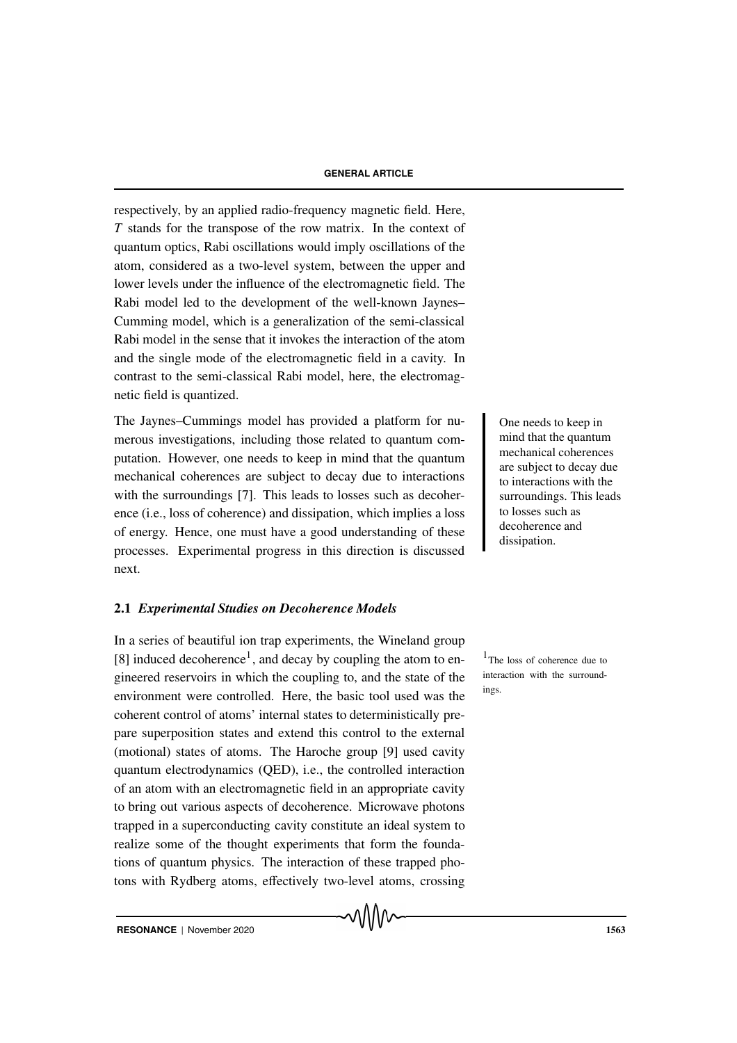respectively, by an applied radio-frequency magnetic field. Here, $T$ stands for the transpose of the row matrix. In the context of quantum optics, Rabi oscillations would imply oscillations of the atom, considered as a two-level system, between the upper and lower levels under the influence of the electromagnetic field. The Rabi model led to the development of the well-known Jaynes–Cumming model, which is a generalization of the semi-classical Rabi model in the sense that it invokes the interaction of the atom and the single mode of the electromagnetic field in a cavity. In contrast to the semi-classical Rabi model, here, the electromagnetic field is quantized.

The Jaynes–Cummings model has provided a platform for numerous investigations, including those related to quantum computation. However, one needs to keep in mind that the quantum mechanical coherences are subject to decay due to interactions with the surroundings [7]. This leads to losses such as decoherence (i.e., loss of coherence) and dissipation, which implies a loss of energy. Hence, one must have a good understanding of these processes. Experimental progress in this direction is discussed next.

> One needs to keep in mind that the quantum mechanical coherences are subject to decay due to interactions with the surroundings. This leads to losses such as decoherence and dissipation.

## 2.1 *Experimental Studies on Decoherence Models*

In a series of beautiful ion trap experiments, the Wineland group [8] induced decoherence[1], and decay by coupling the atom to engineered reservoirs in which the coupling to, and the state of the environment were controlled. Here, the basic tool used was the coherent control of atoms' internal states to deterministically prepare superposition states and extend this control to the external (motional) states of atoms. The Haroche group [9] used cavity quantum electrodynamics (QED), i.e., the controlled interaction of an atom with an electromagnetic field in an appropriate cavity to bring out various aspects of decoherence. Microwave photons trapped in a superconducting cavity constitute an ideal system to realize some of the thought experiments that form the foundations of quantum physics. The interaction of these trapped photons with Rydberg atoms, effectively two-level atoms, crossing

[1] The loss of coherence due to interaction with the surroundings.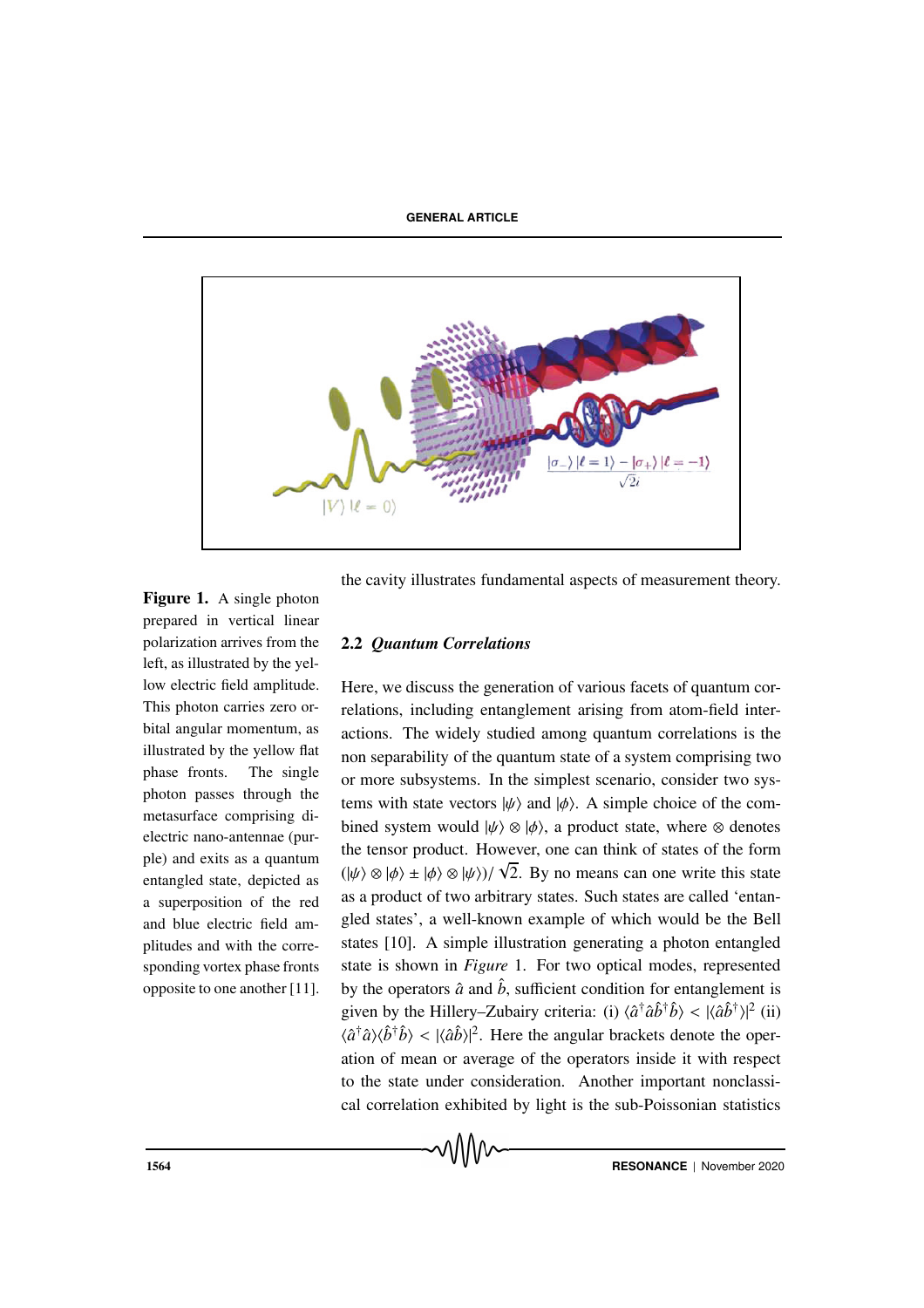**Figure 1.** A single photon prepared in vertical linear polarization arrives from the left, as illustrated by the yellow electric field amplitude. This photon carries zero orbital angular momentum, as illustrated by the yellow flat phase fronts. The single photon passes through the metasurface comprising dielectric nano-antennae (purple) and exits as a quantum entangled state, depicted as a superposition of the red and blue electric field amplitudes and with the corresponding vortex phase fronts opposite to one another [11].

the cavity illustrates fundamental aspects of measurement theory.

### 2.2 *Quantum Correlations*

Here, we discuss the generation of various facets of quantum correlations, including entanglement arising from atom-field interactions. The widely studied among quantum correlations is the non separability of the quantum state of a system comprising two or more subsystems. In the simplest scenario, consider two systems with state vectors $|\psi\rangle$ and $|\phi\rangle$. A simple choice of the combined system would $|\psi\rangle \otimes |\phi\rangle$, a product state, where $\otimes$ denotes the tensor product. However, one can think of states of the form $(|\psi\rangle \otimes |\phi\rangle \pm |\phi\rangle \otimes |\psi\rangle)/\sqrt{2}$. By no means can one write this state as a product of two arbitrary states. Such states are called 'entangled states', a well-known example of which would be the Bell states [10]. A simple illustration generating a photon entangled state is shown in *Figure* 1. For two optical modes, represented by the operators $\hat{a}$ and $\hat{b}$, sufficient condition for entanglement is given by the Hillery–Zubairy criteria: (i) $\langle \hat{a}^{\dagger}\hat{a}\hat{b}^{\dagger}\hat{b}\rangle < |\langle \hat{a}\hat{b}^{\dagger}\rangle|^2$ (ii) $\langle \hat{a}^{\dagger}\hat{a}\rangle\langle \hat{b}^{\dagger}\hat{b}\rangle < |\langle \hat{a}\hat{b}\rangle|^2$. Here the angular brackets denote the operation of mean or average of the operators inside it with respect to the state under consideration. Another important nonclassical correlation exhibited by light is the sub-Poissonian statistics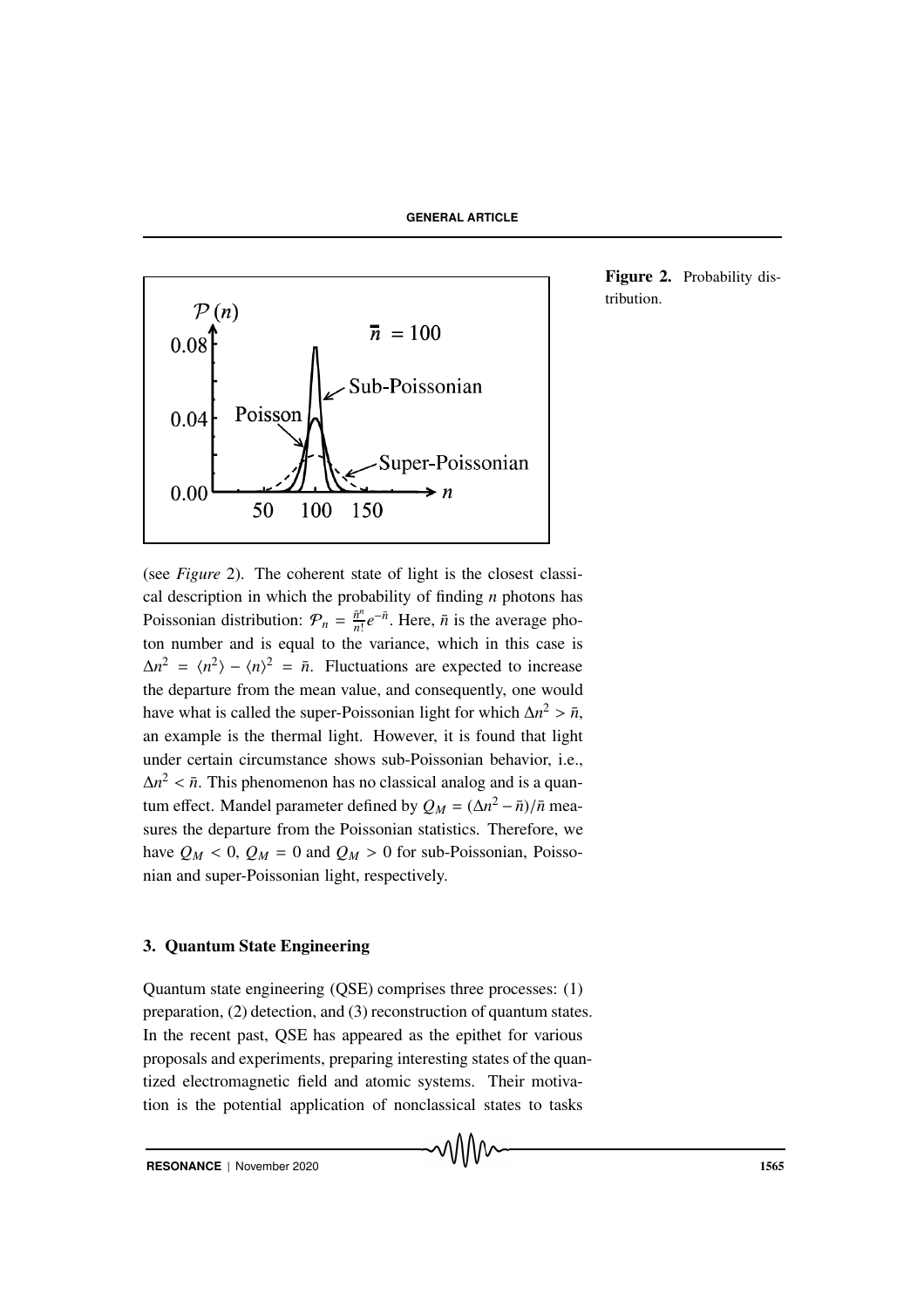Figure 2. Probability distribution.

(see *Figure* 2). The coherent state of light is the closest classical description in which the probability of finding $n$ photons has Poissonian distribution: $\mathcal{P}_n = \frac{\bar{n}^n}{n!}e^{-\bar{n}}$. Here, $\bar{n}$ is the average photon number and is equal to the variance, which in this case is $\Delta n^2 = \langle n^2 \rangle - \langle n \rangle^2 = \bar{n}$. Fluctuations are expected to increase the departure from the mean value, and consequently, one would have what is called the super-Poissonian light for which $\Delta n^2 > \bar{n}$, an example is the thermal light. However, it is found that light under certain circumstance shows sub-Poissonian behavior, i.e., $\Delta n^2 < \bar{n}$. This phenomenon has no classical analog and is a quantum effect. Mandel parameter defined by $Q_M = (\Delta n^2 - \bar{n})/\bar{n}$ measures the departure from the Poissonian statistics. Therefore, we have $Q_M < 0$, $Q_M = 0$ and $Q_M > 0$ for sub-Poissonian, Poissonian and super-Poissonian light, respectively.

### 3. Quantum State Engineering

Quantum state engineering (QSE) comprises three processes: (1) preparation, (2) detection, and (3) reconstruction of quantum states. In the recent past, QSE has appeared as the epithet for various proposals and experiments, preparing interesting states of the quantized electromagnetic field and atomic systems. Their motivation is the potential application of nonclassical states to tasks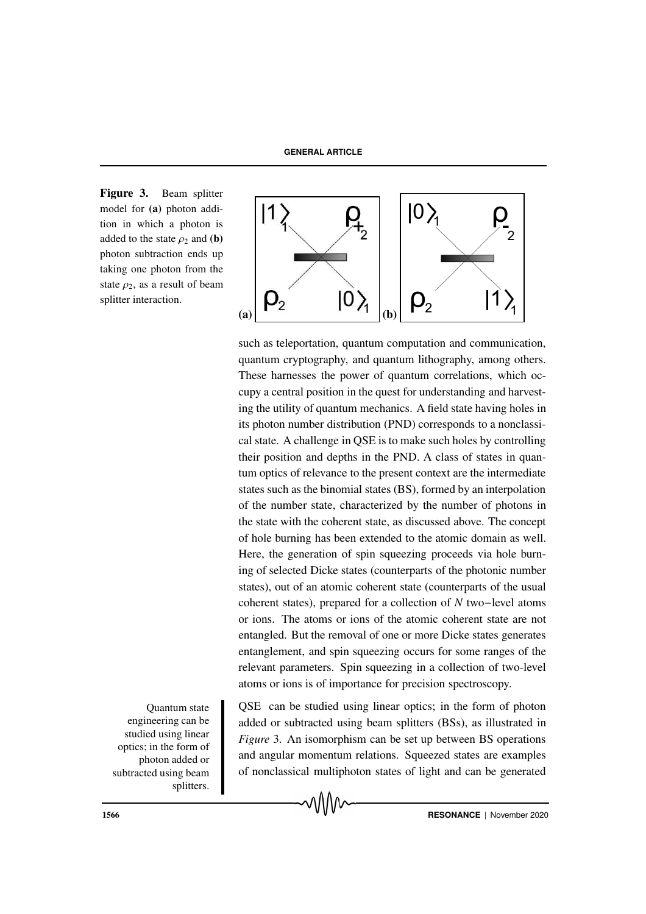**Figure 3.** Beam splitter model for **(a)** photon addition in which a photon is added to the state $\rho_2$ and **(b)** photon subtraction ends up taking one photon from the state $\rho_2$, as a result of beam splitter interaction.

such as teleportation, quantum computation and communication, quantum cryptography, and quantum lithography, among others. These harnesses the power of quantum correlations, which occupy a central position in the quest for understanding and harvesting the utility of quantum mechanics. A field state having holes in its photon number distribution (PND) corresponds to a nonclassical state. A challenge in QSE is to make such holes by controlling their position and depths in the PND. A class of states in quantum optics of relevance to the present context are the intermediate states such as the binomial states (BS), formed by an interpolation of the number state, characterized by the number of photons in the state with the coherent state, as discussed above. The concept of hole burning has been extended to the atomic domain as well. Here, the generation of spin squeezing proceeds via hole burning of selected Dicke states (counterparts of the photonic number states), out of an atomic coherent state (counterparts of the usual coherent states), prepared for a collection of $N$ two−level atoms or ions. The atoms or ions of the atomic coherent state are not entangled. But the removal of one or more Dicke states generates entanglement, and spin squeezing occurs for some ranges of the relevant parameters. Spin squeezing in a collection of two-level atoms or ions is of importance for precision spectroscopy.

Quantum state engineering can be studied using linear optics; in the form of photon added or subtracted using beam splitters.

QSE can be studied using linear optics; in the form of photon added or subtracted using beam splitters (BSs), as illustrated in *Figure* 3. An isomorphism can be set up between BS operations and angular momentum relations. Squeezed states are examples of nonclassical multiphoton states of light and can be generated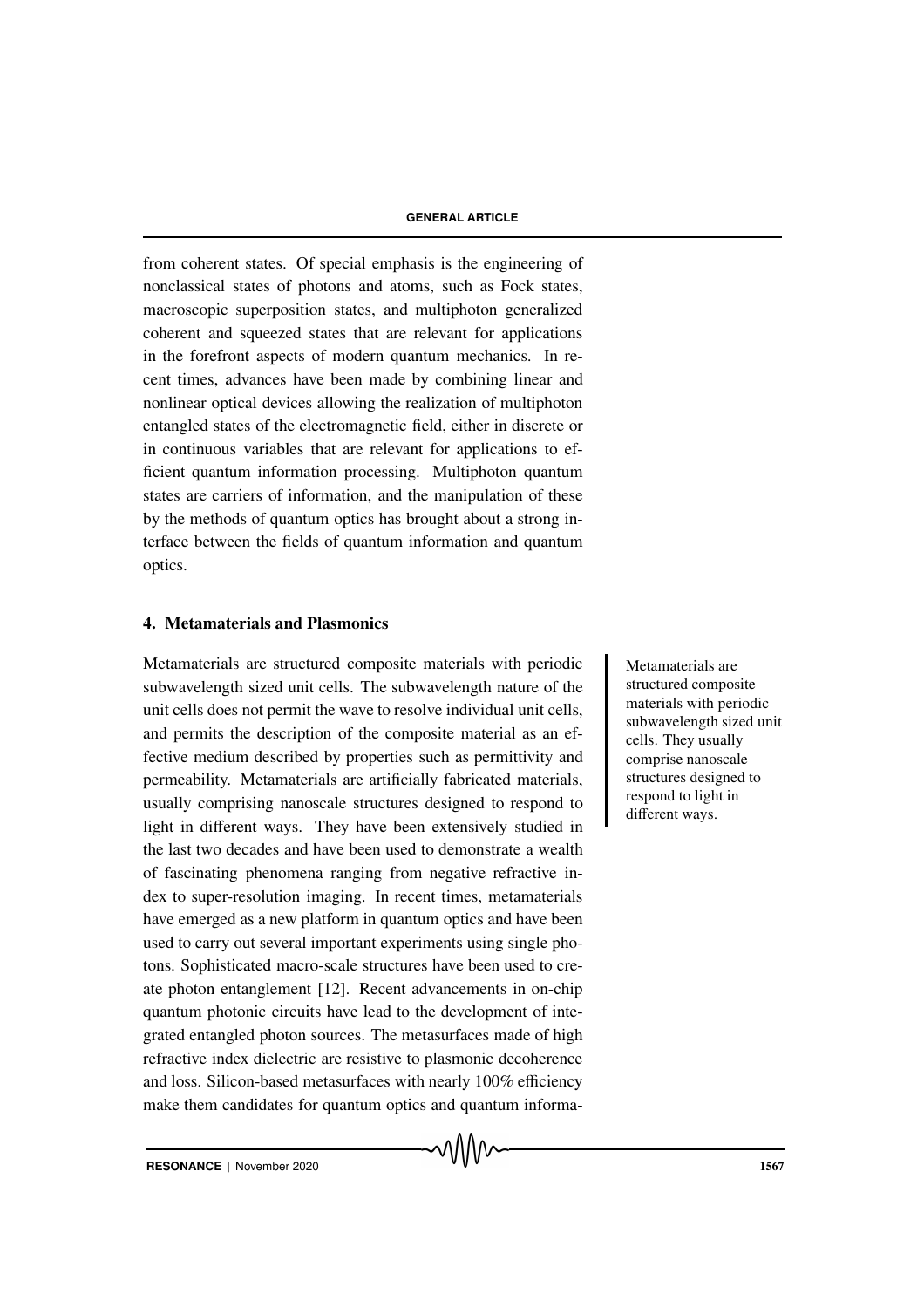from coherent states. Of special emphasis is the engineering of nonclassical states of photons and atoms, such as Fock states, macroscopic superposition states, and multiphoton generalized coherent and squeezed states that are relevant for applications in the forefront aspects of modern quantum mechanics. In recent times, advances have been made by combining linear and nonlinear optical devices allowing the realization of multiphoton entangled states of the electromagnetic field, either in discrete or in continuous variables that are relevant for applications to efficient quantum information processing. Multiphoton quantum states are carriers of information, and the manipulation of these by the methods of quantum optics has brought about a strong interface between the fields of quantum information and quantum optics.

## 4. Metamaterials and Plasmonics

Metamaterials are structured composite materials with periodic subwavelength sized unit cells. The subwavelength nature of the unit cells does not permit the wave to resolve individual unit cells, and permits the description of the composite material as an effective medium described by properties such as permittivity and permeability. Metamaterials are artificially fabricated materials, usually comprising nanoscale structures designed to respond to light in different ways. They have been extensively studied in the last two decades and have been used to demonstrate a wealth of fascinating phenomena ranging from negative refractive index to super-resolution imaging. In recent times, metamaterials have emerged as a new platform in quantum optics and have been used to carry out several important experiments using single photons. Sophisticated macro-scale structures have been used to create photon entanglement [12]. Recent advancements in on-chip quantum photonic circuits have lead to the development of integrated entangled photon sources. The metasurfaces made of high refractive index dielectric are resistive to plasmonic decoherence and loss. Silicon-based metasurfaces with nearly 100% efficiency make them candidates for quantum optics and quantum informa-

Metamaterials are structured composite materials with periodic subwavelength sized unit cells. They usually comprise nanoscale structures designed to respond to light in different ways.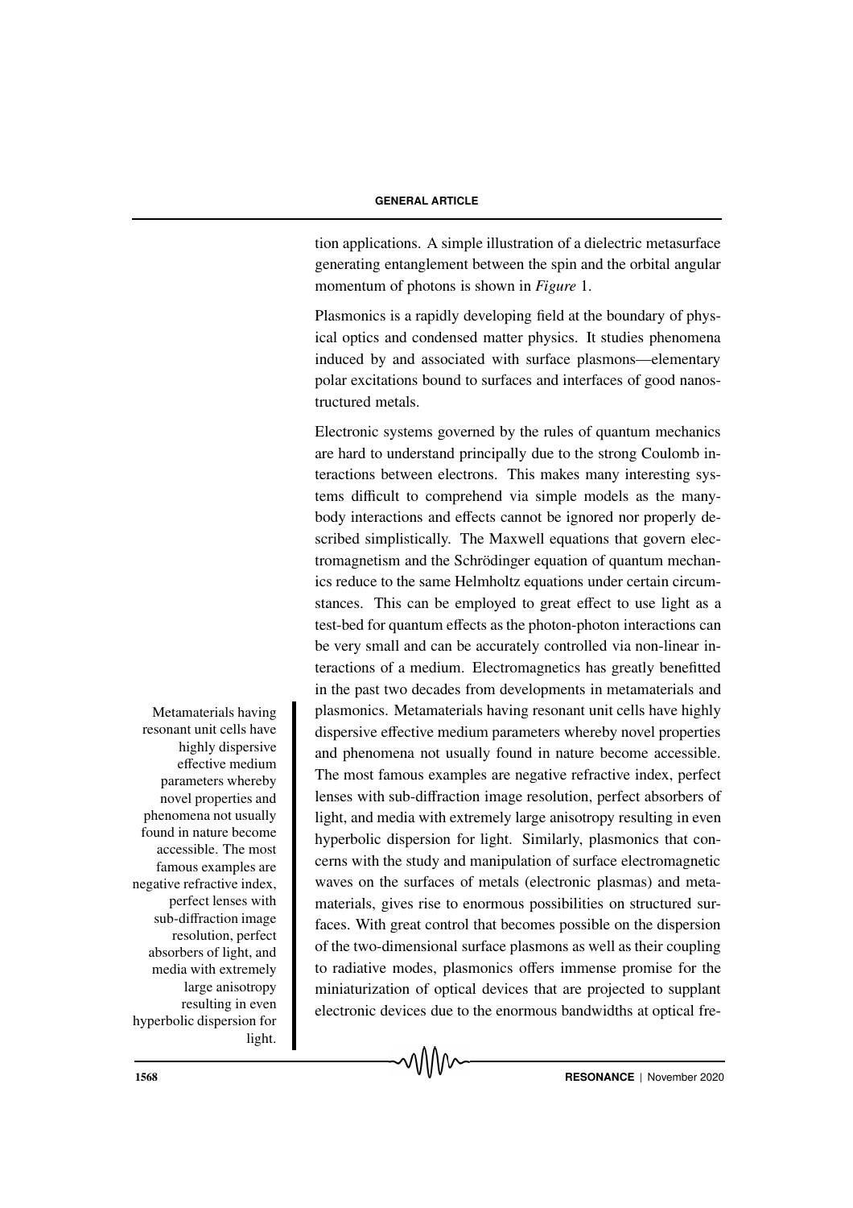tion applications. A simple illustration of a dielectric metasurface generating entanglement between the spin and the orbital angular momentum of photons is shown in *Figure* 1.

Plasmonics is a rapidly developing field at the boundary of physical optics and condensed matter physics. It studies phenomena induced by and associated with surface plasmons—elementary polar excitations bound to surfaces and interfaces of good nanostructured metals.

Electronic systems governed by the rules of quantum mechanics are hard to understand principally due to the strong Coulomb interactions between electrons. This makes many interesting systems difficult to comprehend via simple models as the many-body interactions and effects cannot be ignored nor properly described simplistically. The Maxwell equations that govern electromagnetism and the Schrödinger equation of quantum mechanics reduce to the same Helmholtz equations under certain circumstances. This can be employed to great effect to use light as a test-bed for quantum effects as the photon-photon interactions can be very small and can be accurately controlled via non-linear interactions of a medium. Electromagnetics has greatly benefitted in the past two decades from developments in metamaterials and plasmonics. Metamaterials having resonant unit cells have highly dispersive effective medium parameters whereby novel properties and phenomena not usually found in nature become accessible. The most famous examples are negative refractive index, perfect lenses with sub-diffraction image resolution, perfect absorbers of light, and media with extremely large anisotropy resulting in even hyperbolic dispersion for light. Similarly, plasmonics that concerns with the study and manipulation of surface electromagnetic waves on the surfaces of metals (electronic plasmas) and metamaterials, gives rise to enormous possibilities on structured surfaces. With great control that becomes possible on the dispersion of the two-dimensional surface plasmons as well as their coupling to radiative modes, plasmonics offers immense promise for the miniaturization of optical devices that are projected to supplant electronic devices due to the enormous bandwidths at optical fre-

> Metamaterials having resonant unit cells have highly dispersive effective medium parameters whereby novel properties and phenomena not usually found in nature become accessible. The most famous examples are negative refractive index, perfect lenses with sub-diffraction image resolution, perfect absorbers of light, and media with extremely large anisotropy resulting in even hyperbolic dispersion for light.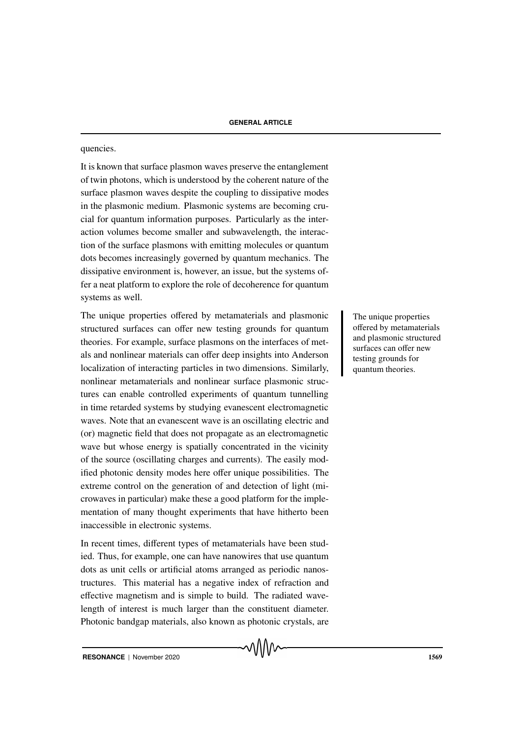quencies.

It is known that surface plasmon waves preserve the entanglement of twin photons, which is understood by the coherent nature of the surface plasmon waves despite the coupling to dissipative modes in the plasmonic medium. Plasmonic systems are becoming crucial for quantum information purposes. Particularly as the interaction volumes become smaller and subwavelength, the interaction of the surface plasmons with emitting molecules or quantum dots becomes increasingly governed by quantum mechanics. The dissipative environment is, however, an issue, but the systems offer a neat platform to explore the role of decoherence for quantum systems as well.

The unique properties offered by metamaterials and plasmonic structured surfaces can offer new testing grounds for quantum theories. For example, surface plasmons on the interfaces of metals and nonlinear materials can offer deep insights into Anderson localization of interacting particles in two dimensions. Similarly, nonlinear metamaterials and nonlinear surface plasmonic structures can enable controlled experiments of quantum tunnelling in time retarded systems by studying evanescent electromagnetic waves. Note that an evanescent wave is an oscillating electric and (or) magnetic field that does not propagate as an electromagnetic wave but whose energy is spatially concentrated in the vicinity of the source (oscillating charges and currents). The easily modified photonic density modes here offer unique possibilities. The extreme control on the generation of and detection of light (microwaves in particular) make these a good platform for the implementation of many thought experiments that have hitherto been inaccessible in electronic systems.

> The unique properties offered by metamaterials and plasmonic structured surfaces can offer new testing grounds for quantum theories.

In recent times, different types of metamaterials have been studied. Thus, for example, one can have nanowires that use quantum dots as unit cells or artificial atoms arranged as periodic nanostructures. This material has a negative index of refraction and effective magnetism and is simple to build. The radiated wavelength of interest is much larger than the constituent diameter. Photonic bandgap materials, also known as photonic crystals, are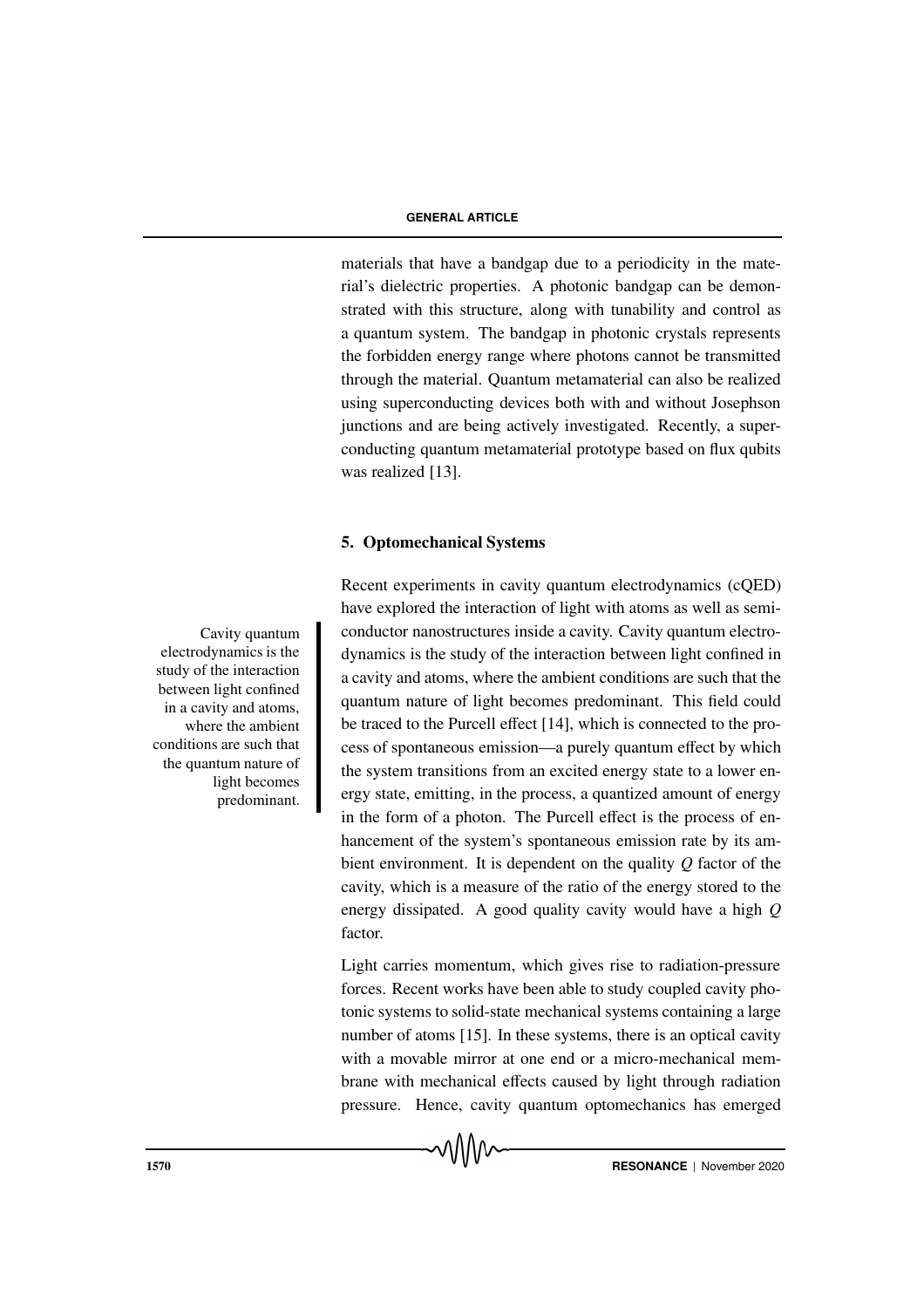materials that have a bandgap due to a periodicity in the material's dielectric properties. A photonic bandgap can be demonstrated with this structure, along with tunability and control as a quantum system. The bandgap in photonic crystals represents the forbidden energy range where photons cannot be transmitted through the material. Quantum metamaterial can also be realized using superconducting devices both with and without Josephson junctions and are being actively investigated. Recently, a superconducting quantum metamaterial prototype based on flux qubits was realized [13].

## 5. Optomechanical Systems

Recent experiments in cavity quantum electrodynamics (cQED) have explored the interaction of light with atoms as well as semiconductor nanostructures inside a cavity. Cavity quantum electrodynamics is the study of the interaction between light confined in a cavity and atoms, where the ambient conditions are such that the quantum nature of light becomes predominant. This field could be traced to the Purcell effect [14], which is connected to the process of spontaneous emission—a purely quantum effect by which the system transitions from an excited energy state to a lower energy state, emitting, in the process, a quantized amount of energy in the form of a photon. The Purcell effect is the process of enhancement of the system's spontaneous emission rate by its ambient environment. It is dependent on the quality $Q$ factor of the cavity, which is a measure of the ratio of the energy stored to the energy dissipated. A good quality cavity would have a high $Q$ factor.

> Cavity quantum electrodynamics is the study of the interaction between light confined in a cavity and atoms, where the ambient conditions are such that the quantum nature of light becomes predominant.

Light carries momentum, which gives rise to radiation-pressure forces. Recent works have been able to study coupled cavity photonic systems to solid-state mechanical systems containing a large number of atoms [15]. In these systems, there is an optical cavity with a movable mirror at one end or a micro-mechanical membrane with mechanical effects caused by light through radiation pressure. Hence, cavity quantum optomechanics has emerged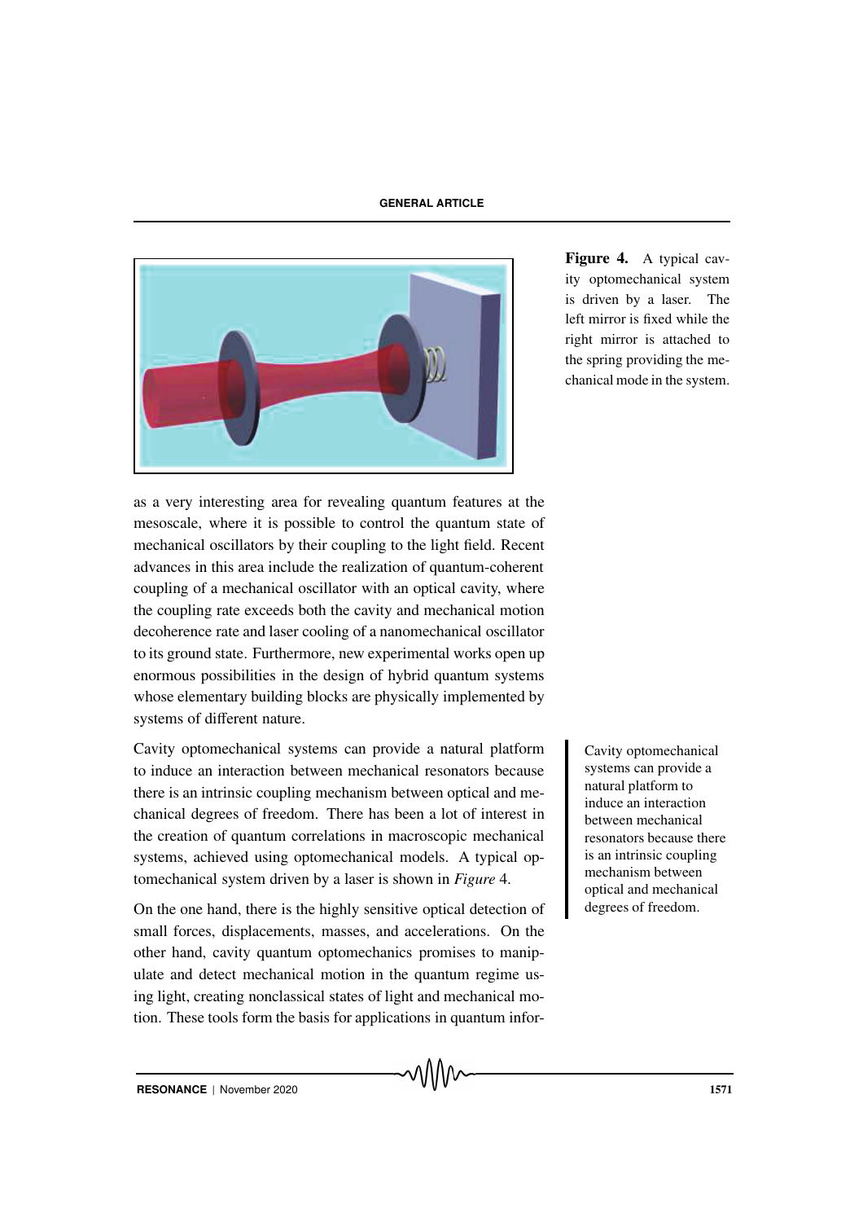**Figure 4.** A typical cavity optomechanical system is driven by a laser. The left mirror is fixed while the right mirror is attached to the spring providing the mechanical mode in the system.

as a very interesting area for revealing quantum features at the mesoscale, where it is possible to control the quantum state of mechanical oscillators by their coupling to the light field. Recent advances in this area include the realization of quantum-coherent coupling of a mechanical oscillator with an optical cavity, where the coupling rate exceeds both the cavity and mechanical motion decoherence rate and laser cooling of a nanomechanical oscillator to its ground state. Furthermore, new experimental works open up enormous possibilities in the design of hybrid quantum systems whose elementary building blocks are physically implemented by systems of different nature.

Cavity optomechanical systems can provide a natural platform to induce an interaction between mechanical resonators because there is an intrinsic coupling mechanism between optical and mechanical degrees of freedom. There has been a lot of interest in the creation of quantum correlations in macroscopic mechanical systems, achieved using optomechanical models. A typical optomechanical system driven by a laser is shown in *Figure* 4.

Cavity optomechanical systems can provide a natural platform to induce an interaction between mechanical resonators because there is an intrinsic coupling mechanism between optical and mechanical degrees of freedom.

On the one hand, there is the highly sensitive optical detection of small forces, displacements, masses, and accelerations. On the other hand, cavity quantum optomechanics promises to manipulate and detect mechanical motion in the quantum regime using light, creating nonclassical states of light and mechanical motion. These tools form the basis for applications in quantum infor-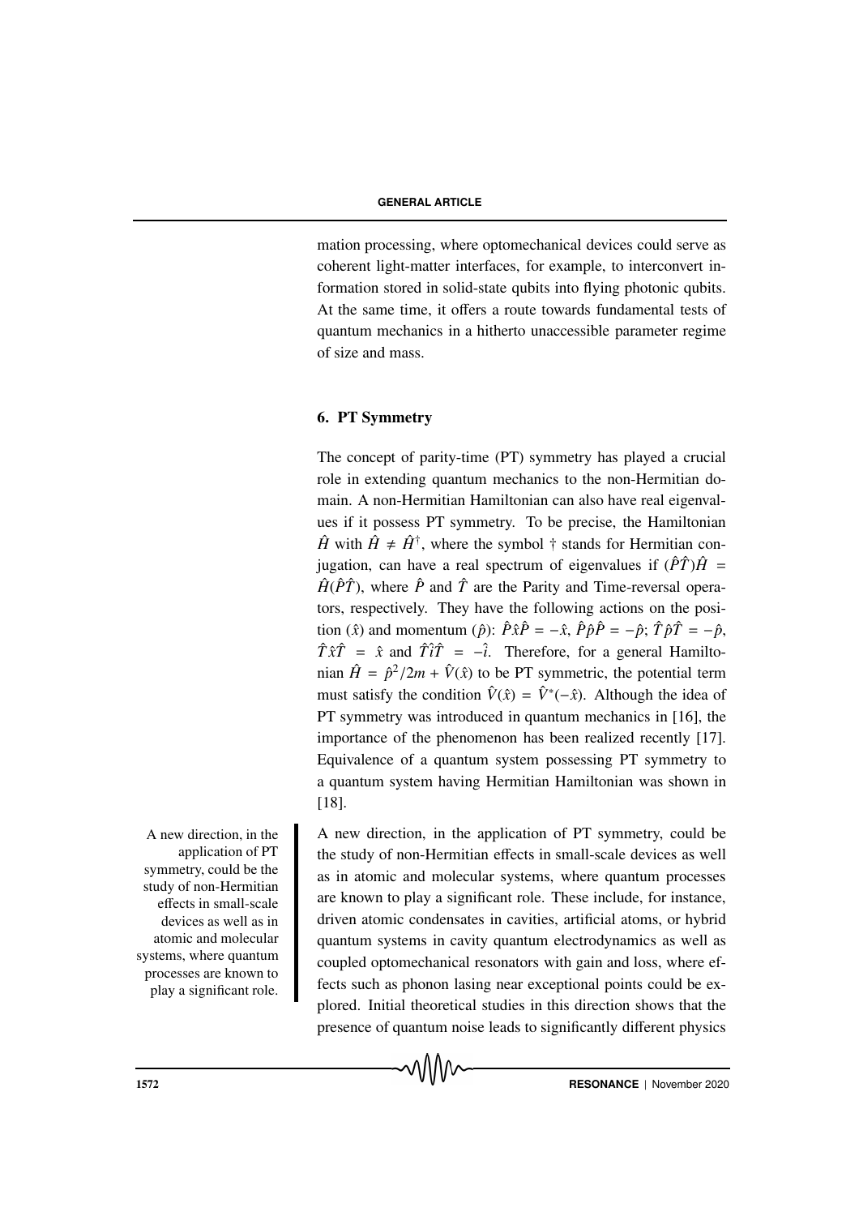mation processing, where optomechanical devices could serve as coherent light-matter interfaces, for example, to interconvert information stored in solid-state qubits into flying photonic qubits. At the same time, it offers a route towards fundamental tests of quantum mechanics in a hitherto unaccessible parameter regime of size and mass.

## 6. PT Symmetry

The concept of parity-time (PT) symmetry has played a crucial role in extending quantum mechanics to the non-Hermitian domain. A non-Hermitian Hamiltonian can also have real eigenvalues if it possess PT symmetry. To be precise, the Hamiltonian $\hat{H}$ with $\hat{H} \neq \hat{H}^{\dagger}$, where the symbol † stands for Hermitian conjugation, can have a real spectrum of eigenvalues if $(\hat{P}\hat{T})\hat{H} = \hat{H}(\hat{P}\hat{T})$, where $\hat{P}$ and $\hat{T}$ are the Parity and Time-reversal operators, respectively. They have the following actions on the position ($\hat{x}$) and momentum ($\hat{p}$): $\hat{P}\hat{x}\hat{P} = -\hat{x}$, $\hat{P}\hat{p}\hat{P} = -\hat{p}$; $\hat{T}\hat{p}\hat{T} = -\hat{p}$, $\hat{T}\hat{x}\hat{T} = \hat{x}$ and $\hat{T}\hat{i}\hat{T} = -\hat{i}$. Therefore, for a general Hamiltonian $\hat{H} = \hat{p}^2/2m + \hat{V}(\hat{x})$ to be PT symmetric, the potential term must satisfy the condition $\hat{V}(\hat{x}) = \hat{V}^{*}(-\hat{x})$. Although the idea of PT symmetry was introduced in quantum mechanics in [16], the importance of the phenomenon has been realized recently [17]. Equivalence of a quantum system possessing PT symmetry to a quantum system having Hermitian Hamiltonian was shown in [18].

A new direction, in the application of PT symmetry, could be the study of non-Hermitian effects in small-scale devices as well as in atomic and molecular systems, where quantum processes are known to play a significant role.

A new direction, in the application of PT symmetry, could be the study of non-Hermitian effects in small-scale devices as well as in atomic and molecular systems, where quantum processes are known to play a significant role. These include, for instance, driven atomic condensates in cavities, artificial atoms, or hybrid quantum systems in cavity quantum electrodynamics as well as coupled optomechanical resonators with gain and loss, where effects such as phonon lasing near exceptional points could be explored. Initial theoretical studies in this direction shows that the presence of quantum noise leads to significantly different physics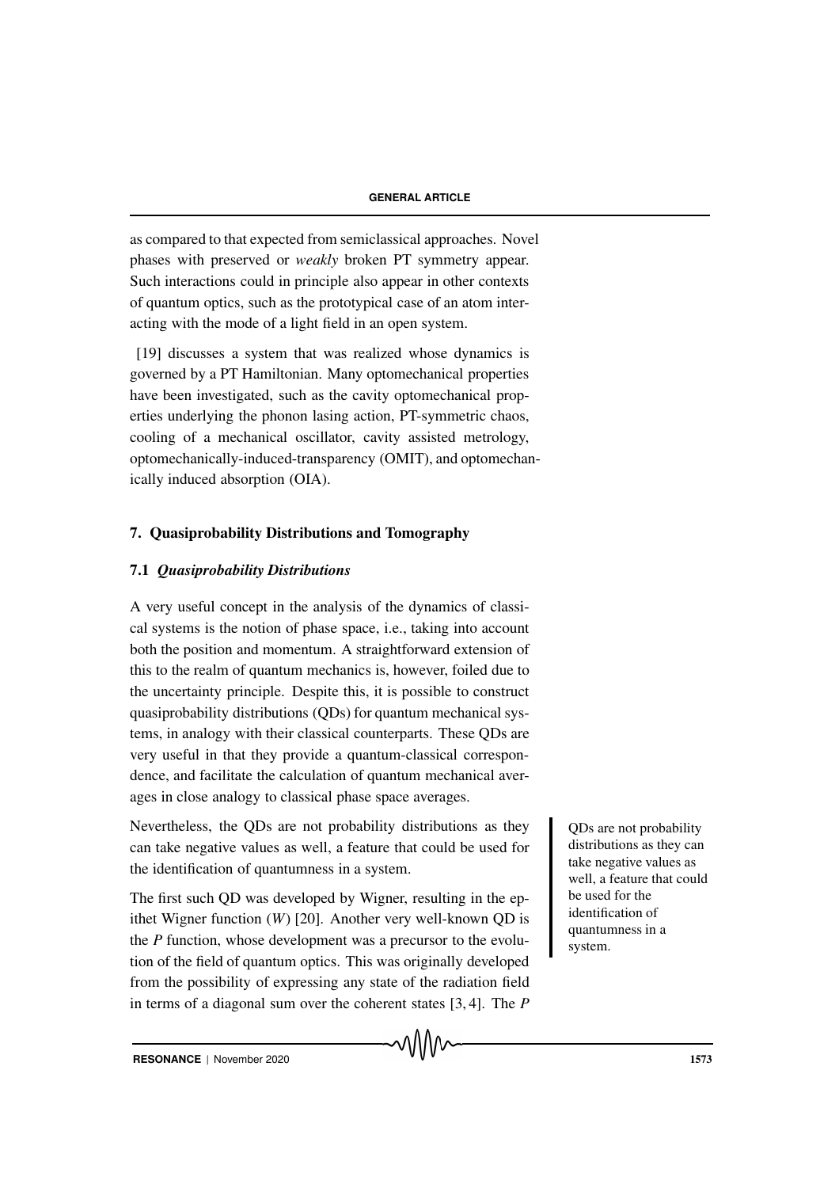as compared to that expected from semiclassical approaches. Novel phases with preserved or *weakly* broken PT symmetry appear. Such interactions could in principle also appear in other contexts of quantum optics, such as the prototypical case of an atom interacting with the mode of a light field in an open system.

[19] discusses a system that was realized whose dynamics is governed by a PT Hamiltonian. Many optomechanical properties have been investigated, such as the cavity optomechanical properties underlying the phonon lasing action, PT-symmetric chaos, cooling of a mechanical oscillator, cavity assisted metrology, optomechanically-induced-transparency (OMIT), and optomechanically induced absorption (OIA).

## 7. Quasiprobability Distributions and Tomography

### 7.1 *Quasiprobability Distributions*

A very useful concept in the analysis of the dynamics of classical systems is the notion of phase space, i.e., taking into account both the position and momentum. A straightforward extension of this to the realm of quantum mechanics is, however, foiled due to the uncertainty principle. Despite this, it is possible to construct quasiprobability distributions (QDs) for quantum mechanical systems, in analogy with their classical counterparts. These QDs are very useful in that they provide a quantum-classical correspondence, and facilitate the calculation of quantum mechanical averages in close analogy to classical phase space averages.

Nevertheless, the QDs are not probability distributions as they can take negative values as well, a feature that could be used for the identification of quantumness in a system.

QDs are not probability distributions as they can take negative values as well, a feature that could be used for the identification of quantumness in a system.

The first such QD was developed by Wigner, resulting in the epithet Wigner function ($W$) [20]. Another very well-known QD is the $P$ function, whose development was a precursor to the evolution of the field of quantum optics. This was originally developed from the possibility of expressing any state of the radiation field in terms of a diagonal sum over the coherent states [3, 4]. The $P$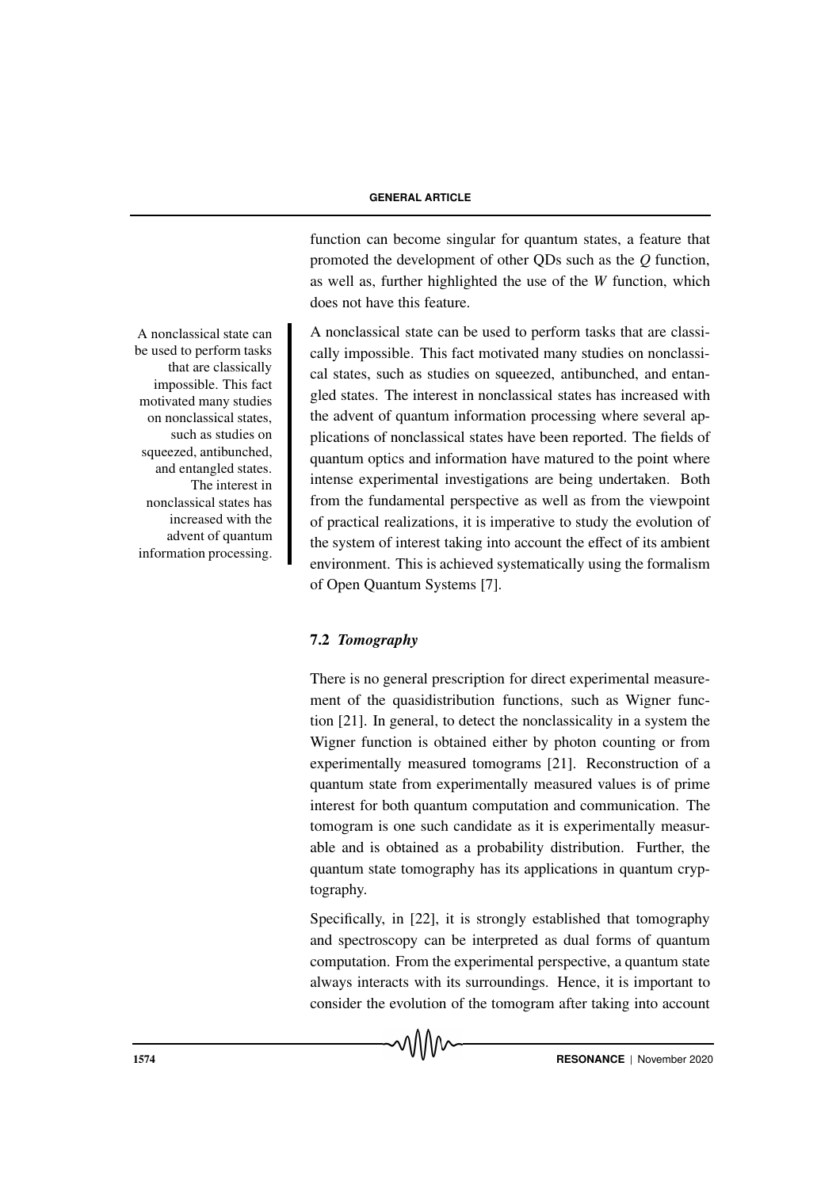function can become singular for quantum states, a feature that promoted the development of other QDs such as the *Q* function, as well as, further highlighted the use of the *W* function, which does not have this feature.

A nonclassical state can be used to perform tasks that are classically impossible. This fact motivated many studies on nonclassical states, such as studies on squeezed, antibunched, and entangled states. The interest in nonclassical states has increased with the advent of quantum information processing where several applications of nonclassical states have been reported. The fields of quantum optics and information have matured to the point where intense experimental investigations are being undertaken. Both from the fundamental perspective as well as from the viewpoint of practical realizations, it is imperative to study the evolution of the system of interest taking into account the effect of its ambient environment. This is achieved systematically using the formalism of Open Quantum Systems [7].

### 7.2 *Tomography*

There is no general prescription for direct experimental measurement of the quasidistribution functions, such as Wigner function [21]. In general, to detect the nonclassicality in a system the Wigner function is obtained either by photon counting or from experimentally measured tomograms [21]. Reconstruction of a quantum state from experimentally measured values is of prime interest for both quantum computation and communication. The tomogram is one such candidate as it is experimentally measurable and is obtained as a probability distribution. Further, the quantum state tomography has its applications in quantum cryptography.

Specifically, in [22], it is strongly established that tomography and spectroscopy can be interpreted as dual forms of quantum computation. From the experimental perspective, a quantum state always interacts with its surroundings. Hence, it is important to consider the evolution of the tomogram after taking into account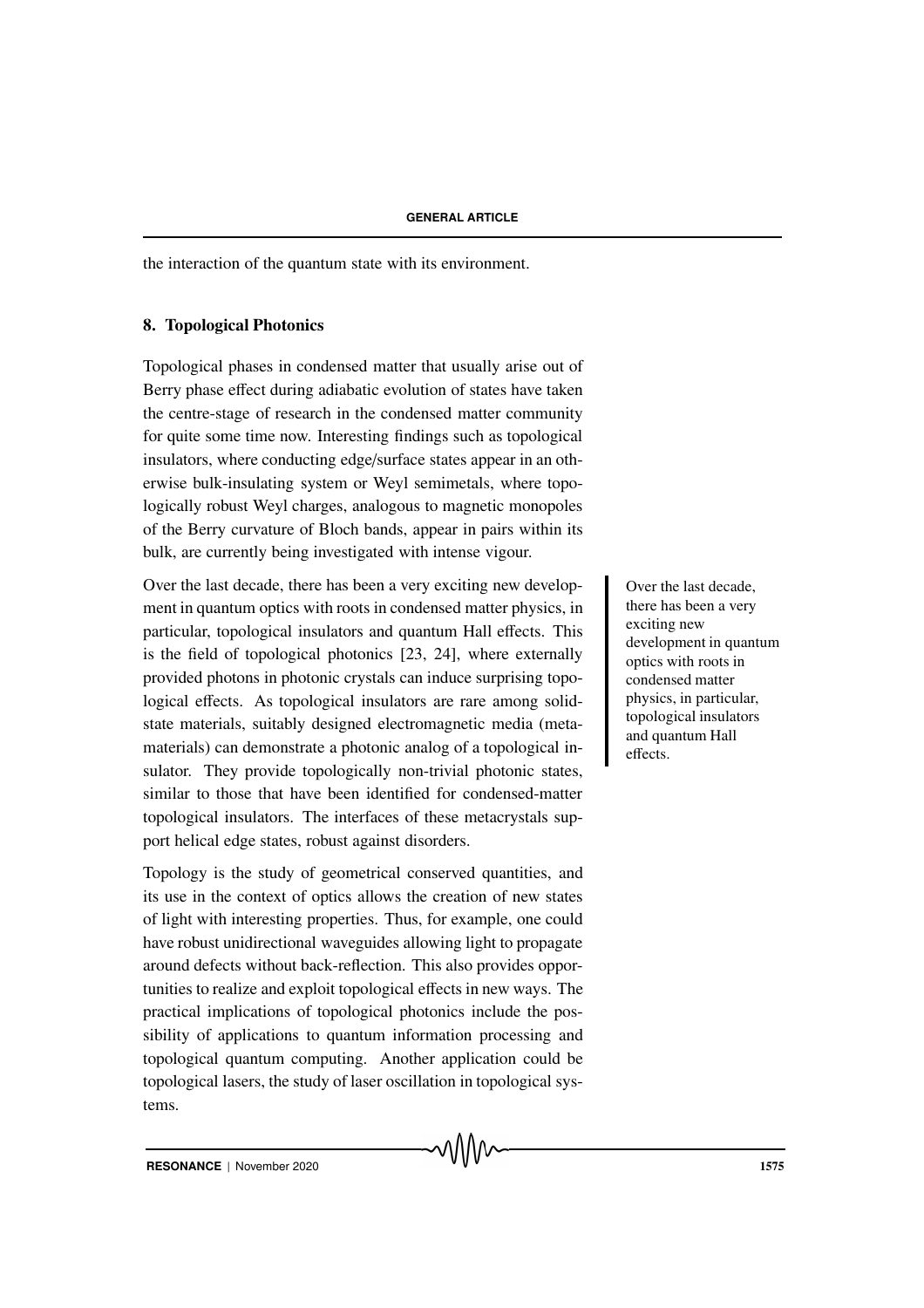the interaction of the quantum state with its environment.

## 8. Topological Photonics

Topological phases in condensed matter that usually arise out of Berry phase effect during adiabatic evolution of states have taken the centre-stage of research in the condensed matter community for quite some time now. Interesting findings such as topological insulators, where conducting edge/surface states appear in an otherwise bulk-insulating system or Weyl semimetals, where topologically robust Weyl charges, analogous to magnetic monopoles of the Berry curvature of Bloch bands, appear in pairs within its bulk, are currently being investigated with intense vigour.

Over the last decade, there has been a very exciting new development in quantum optics with roots in condensed matter physics, in particular, topological insulators and quantum Hall effects. This is the field of topological photonics [23, 24], where externally provided photons in photonic crystals can induce surprising topological effects. As topological insulators are rare among solid-state materials, suitably designed electromagnetic media (metamaterials) can demonstrate a photonic analog of a topological insulator. They provide topologically non-trivial photonic states, similar to those that have been identified for condensed-matter topological insulators. The interfaces of these metacrystals support helical edge states, robust against disorders.

> Over the last decade, there has been a very exciting new development in quantum optics with roots in condensed matter physics, in particular, topological insulators and quantum Hall effects.

Topology is the study of geometrical conserved quantities, and its use in the context of optics allows the creation of new states of light with interesting properties. Thus, for example, one could have robust unidirectional waveguides allowing light to propagate around defects without back-reflection. This also provides opportunities to realize and exploit topological effects in new ways. The practical implications of topological photonics include the possibility of applications to quantum information processing and topological quantum computing. Another application could be topological lasers, the study of laser oscillation in topological systems.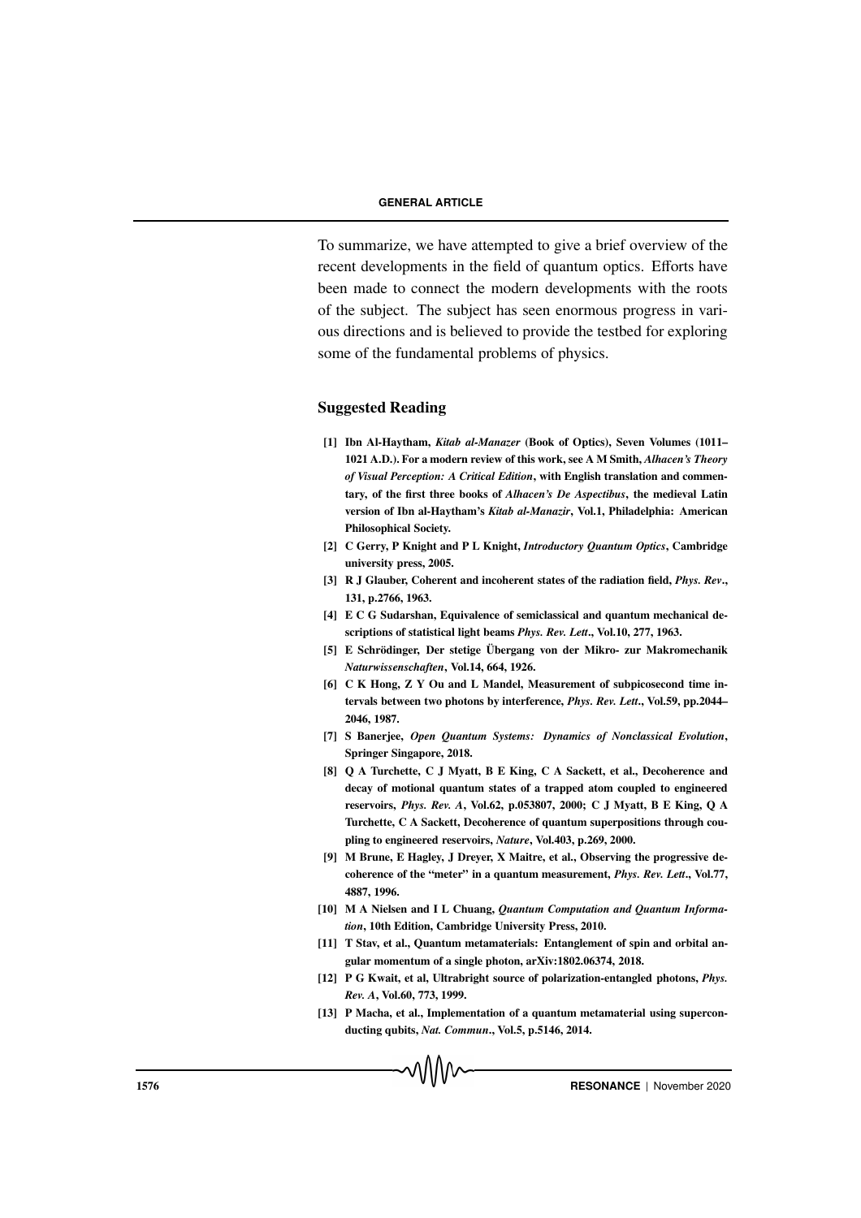To summarize, we have attempted to give a brief overview of the recent developments in the field of quantum optics. Efforts have been made to connect the modern developments with the roots of the subject. The subject has seen enormous progress in various directions and is believed to provide the testbed for exploring some of the fundamental problems of physics.

## Suggested Reading

**[1] Ibn Al-Haytham, *Kitab al-Manazer* (Book of Optics), Seven Volumes (1011–1021 A.D.). For a modern review of this work, see A M Smith, *Alhacen's Theory of Visual Perception: A Critical Edition*, with English translation and commentary, of the first three books of *Alhacen's De Aspectibus*, the medieval Latin version of Ibn al-Haytham's *Kitab al-Manazir*, Vol.1, Philadelphia: American Philosophical Society.**

**[2] C Gerry, P Knight and P L Knight, *Introductory Quantum Optics*, Cambridge university press, 2005.**

**[3] R J Glauber, Coherent and incoherent states of the radiation field, *Phys. Rev*., 131, p.2766, 1963.**

**[4] E C G Sudarshan, Equivalence of semiclassical and quantum mechanical descriptions of statistical light beams *Phys. Rev. Lett*., Vol.10, 277, 1963.**

**[5] E Schrödinger, Der stetige Übergang von der Mikro- zur Makromechanik *Naturwissenschaften*, Vol.14, 664, 1926.**

**[6] C K Hong, Z Y Ou and L Mandel, Measurement of subpicosecond time intervals between two photons by interference, *Phys. Rev. Lett*., Vol.59, pp.2044–2046, 1987.**

**[7] S Banerjee, *Open Quantum Systems: Dynamics of Nonclassical Evolution*, Springer Singapore, 2018.**

**[8] Q A Turchette, C J Myatt, B E King, C A Sackett, et al., Decoherence and decay of motional quantum states of a trapped atom coupled to engineered reservoirs, *Phys. Rev. A*, Vol.62, p.053807, 2000; C J Myatt, B E King, Q A Turchette, C A Sackett, Decoherence of quantum superpositions through coupling to engineered reservoirs, *Nature*, Vol.403, p.269, 2000.**

**[9] M Brune, E Hagley, J Dreyer, X Maitre, et al., Observing the progressive decoherence of the "meter" in a quantum measurement, *Phys. Rev. Lett*., Vol.77, 4887, 1996.**

**[10] M A Nielsen and I L Chuang, *Quantum Computation and Quantum Information*, 10th Edition, Cambridge University Press, 2010.**

**[11] T Stav, et al., Quantum metamaterials: Entanglement of spin and orbital angular momentum of a single photon, arXiv:1802.06374, 2018.**

**[12] P G Kwait, et al, Ultrabright source of polarization-entangled photons, *Phys. Rev. A*, Vol.60, 773, 1999.**

**[13] P Macha, et al., Implementation of a quantum metamaterial using superconducting qubits, *Nat. Commun*., Vol.5, p.5146, 2014.**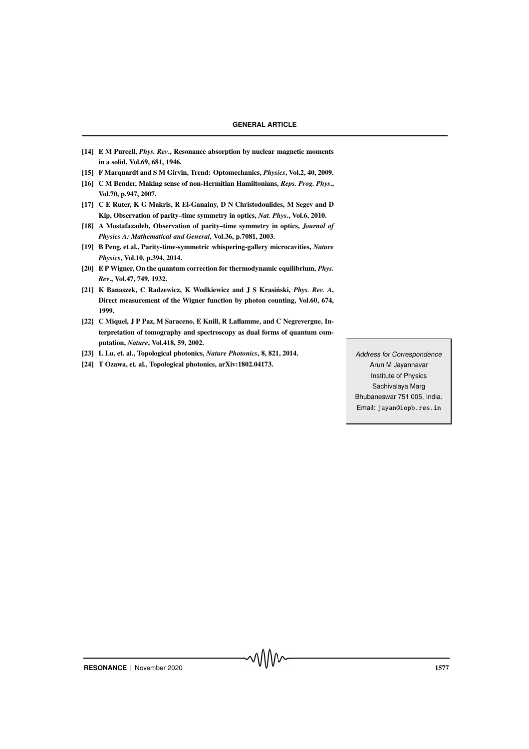**[14] E M Purcell, *Phys. Rev*., Resonance absorption by nuclear magnetic moments in a solid, Vol.69, 681, 1946.**

**[15] F Marquardt and S M Girvin, Trend: Optomechanics, *Physics*, Vol.2, 40, 2009.**

**[16] C M Bender, Making sense of non-Hermitian Hamiltonians, *Reps. Prog. Phys*., Vol.70, p.947, 2007.**

**[17] C E Ruter, K G Makris, R El-Ganainy, D N Christodoulides, M Segev and D Kip, Observation of parity–time symmetry in optics, *Nat. Phys*., Vol.6, 2010.**

**[18] A Mostafazadeh, Observation of parity–time symmetry in optics, *Journal of Physics A: Mathematical and General*, Vol.36, p.7081, 2003.**

**[19] B Peng, et al., Parity-time-symmetric whispering-gallery microcavities, *Nature Physics*, Vol.10, p.394, 2014.**

**[20] E P Wigner, On the quantum correction for thermodynamic equilibrium, *Phys. Rev*., Vol.47, 749, 1932.**

**[21] K Banaszek, C Radzewicz, K Wodkiewicz and J S Krasiński, *Phys. Rev. A*, Direct measurement of the Wigner function by photon counting, Vol.60, 674, 1999.**

**[22] C Miquel, J P Paz, M Saraceno, E Knill, R Laflamme, and C Negrevergne, Interpretation of tomography and spectroscopy as dual forms of quantum computation, *Nature*, Vol.418, 59, 2002.**

**[23] L Lu, et. al., Topological photonics, *Nature Photonics*, 8, 821, 2014.**

**[24] T Ozawa, et. al., Topological photonics, arXiv:1802.04173.**

*Address for Correspondence*
Arun M Jayannavar
Institute of Physics
Sachivalaya Marg
Bhubaneswar 751 005, India.
Email: jayan@iopb.res.in